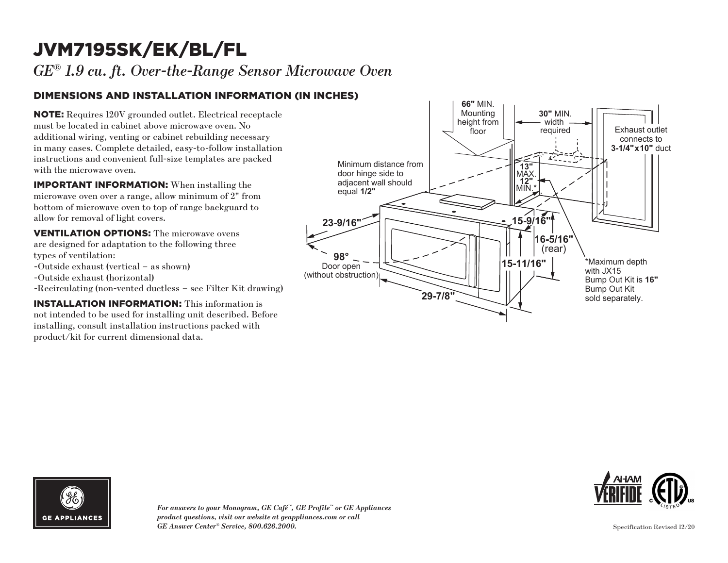# JVM7195SK/EK/BL/FL

*GE® 1.9 cu. ft. Over-the-Range Sensor Microwave Oven*

## DIMENSIONS AND INSTALLATION INFORMATION (IN INCHES)

**NOTE:** Requires 120V grounded outlet. Electrical receptacle must be located in cabinet above microwave oven. No additional wiring, venting or cabinet rebuilding necessary in many cases. Complete detailed, easy-to-follow installation instructions and convenient full-size templates are packed with the microwave oven.

**IMPORTANT INFORMATION:** When installing the microwave oven over a range, allow minimum of 2" from bottom of microwave oven to top of range backguard to allow for removal of light covers.

**VENTILATION OPTIONS:** The microwave ovens are designed for adaptation to the following three types of ventilation:

- Outside exhaust (vertical – as shown)
- Outside exhaust (horizontal)
- Recirculating (non-vented ductless – see Filter Kit drawing)

**INSTALLATION INFORMATION:** This information is not intended to be used for installing unit described. Before installing, consult installation instructions packed with product/kit for current dimensional data.

**66"** MIN. Mounting height from floor

**30"** MIN. width required

Exhaust outlet connects to **3-1/4"x10"** duct

Minimum distance from door hinge side to adjacent wall should equal **1/2"**

**13"** MAX. **12"** MIN.*

**23-9/16"**

**15-9/16"**

**16-5/16"** (rear)

**98°** Door open (without obstruction)

**15-11/16"**

**29-7/8"**

*Maximum depth with JX15 Bump Out Kit is **16"** Bump Out Kit sold separately.

*For answers to your Monogram, GE Café™, GE Profile™ or GE Appliances product questions, visit our website at geappliances.com or call GE Answer Center® Service, 800.626.2000.*

Specification Revised 12/20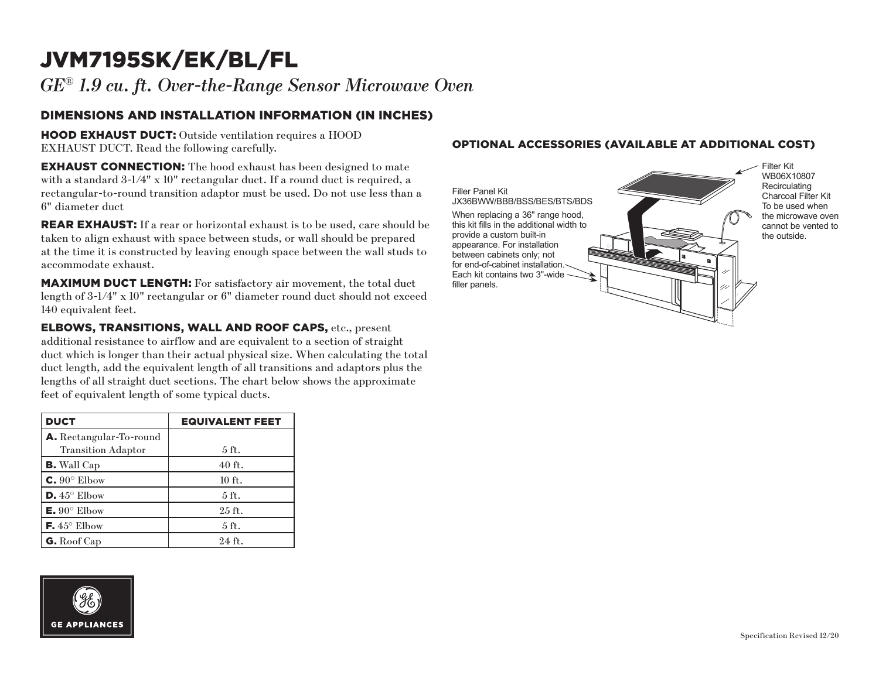# JVM7195SK/EK/BL/FL

*GE® 1.9 cu. ft. Over-the-Range Sensor Microwave Oven*

## DIMENSIONS AND INSTALLATION INFORMATION (IN INCHES)

**HOOD EXHAUST DUCT:** Outside ventilation requires a HOOD EXHAUST DUCT. Read the following carefully.

**EXHAUST CONNECTION:** The hood exhaust has been designed to mate with a standard 3-1/4" x 10" rectangular duct. If a round duct is required, a rectangular-to-round transition adaptor must be used. Do not use less than a 6" diameter duct

**REAR EXHAUST:** If a rear or horizontal exhaust is to be used, care should be taken to align exhaust with space between studs, or wall should be prepared at the time it is constructed by leaving enough space between the wall studs to accommodate exhaust.

**MAXIMUM DUCT LENGTH:** For satisfactory air movement, the total duct length of 3-1/4" x 10" rectangular or 6" diameter round duct should not exceed 140 equivalent feet.

**ELBOWS, TRANSITIONS, WALL AND ROOF CAPS,** etc., present additional resistance to airflow and are equivalent to a section of straight duct which is longer than their actual physical size. When calculating the total duct length, add the equivalent length of all transitions and adaptors plus the lengths of all straight duct sections. The chart below shows the approximate feet of equivalent length of some typical ducts.

| DUCT | EQUIVALENT FEET |
|---|---|
| **A.** Rectangular-To-round Transition Adaptor | 5 ft. |
| **B.** Wall Cap | 40 ft. |
| **C.** 90° Elbow | 10 ft. |
| **D.** 45° Elbow | 5 ft. |
| **E.** 90° Elbow | 25 ft. |
| **F.** 45° Elbow | 5 ft. |
| **G.** Roof Cap | 24 ft. |

## OPTIONAL ACCESSORIES (AVAILABLE AT ADDITIONAL COST)

Filler Panel Kit
JX36BWW/BBB/BSS/BES/BTS/BDS

When replacing a 36" range hood, this kit fills in the additional width to provide a custom built-in appearance. For installation between cabinets only; not for end-of-cabinet installation. Each kit contains two 3"-wide filler panels.

Filter Kit
WB06X10807
Recirculating Charcoal Filter Kit
To be used when the microwave oven cannot be vented to the outside.

GE APPLIANCES

Specification Revised 12/20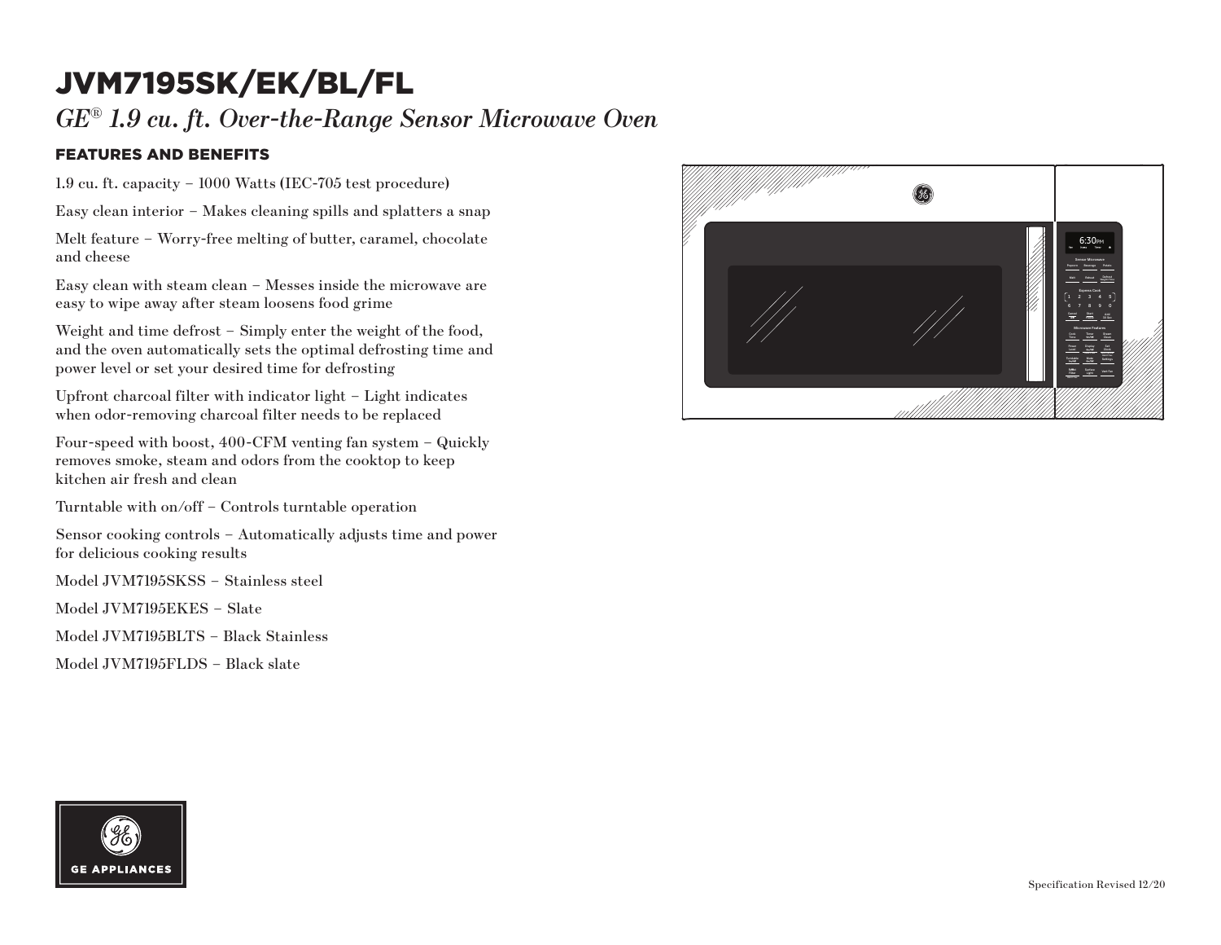# JVM7195SK/EK/BL/FL

*GE® 1.9 cu. ft. Over-the-Range Sensor Microwave Oven*

## FEATURES AND BENEFITS

1.9 cu. ft. capacity – 1000 Watts (IEC-705 test procedure)

Easy clean interior – Makes cleaning spills and splatters a snap

Melt feature – Worry-free melting of butter, caramel, chocolate and cheese

Easy clean with steam clean – Messes inside the microwave are easy to wipe away after steam loosens food grime

Weight and time defrost – Simply enter the weight of the food, and the oven automatically sets the optimal defrosting time and power level or set your desired time for defrosting

Upfront charcoal filter with indicator light – Light indicates when odor-removing charcoal filter needs to be replaced

Four-speed with boost, 400-CFM venting fan system – Quickly removes smoke, steam and odors from the cooktop to keep kitchen air fresh and clean

Turntable with on/off – Controls turntable operation

Sensor cooking controls – Automatically adjusts time and power for delicious cooking results

Model JVM7195SKSS – Stainless steel

Model JVM7195EKES – Slate

Model JVM7195BLTS – Black Stainless

Model JVM7195FLDS – Black slate

GE APPLIANCES

Specification Revised 12/20